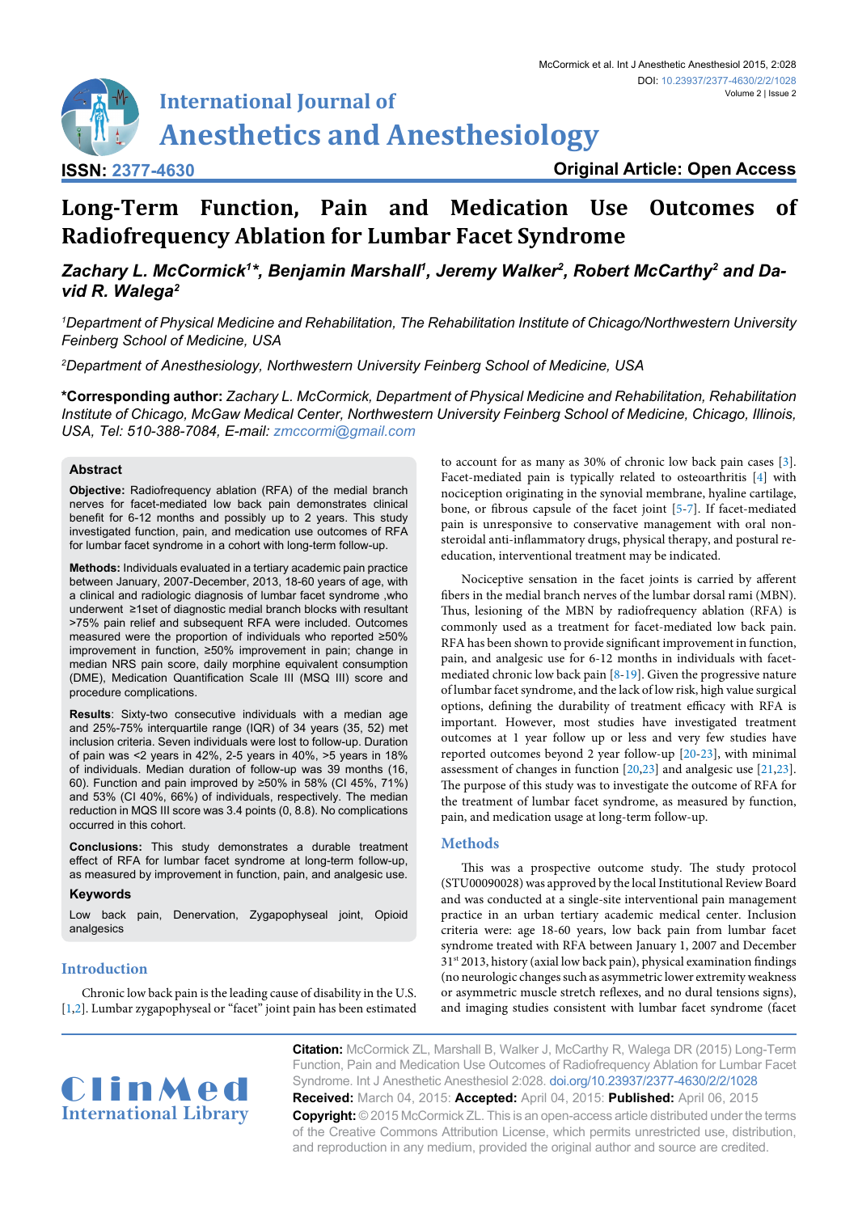# Long-Term Function, Pain and Medication Use Outcomes of Radiofrequency Ablation for Lumbar Facet Syndrome

***Zachary L. McCormick[1]\*, Benjamin Marshall[1], Jeremy Walker[2], Robert McCarthy[2] and David R. Walega[2]***

*[1]Department of Physical Medicine and Rehabilitation, The Rehabilitation Institute of Chicago/Northwestern University Feinberg School of Medicine, USA*

*[2]Department of Anesthesiology, Northwestern University Feinberg School of Medicine, USA*

**\*Corresponding author:** *Zachary L. McCormick, Department of Physical Medicine and Rehabilitation, Rehabilitation Institute of Chicago, McGaw Medical Center, Northwestern University Feinberg School of Medicine, Chicago, Illinois, USA, Tel: 510-388-7084, E-mail: zmccormi@gmail.com*

## Abstract

**Objective:** Radiofrequency ablation (RFA) of the medial branch nerves for facet-mediated low back pain demonstrates clinical benefit for 6-12 months and possibly up to 2 years. This study investigated function, pain, and medication use outcomes of RFA for lumbar facet syndrome in a cohort with long-term follow-up.

**Methods:** Individuals evaluated in a tertiary academic pain practice between January, 2007-December, 2013, 18-60 years of age, with a clinical and radiologic diagnosis of lumbar facet syndrome ,who underwent ≥1set of diagnostic medial branch blocks with resultant >75% pain relief and subsequent RFA were included. Outcomes measured were the proportion of individuals who reported ≥50% improvement in function, ≥50% improvement in pain; change in median NRS pain score, daily morphine equivalent consumption (DME), Medication Quantification Scale III (MSQ III) score and procedure complications.

**Results**: Sixty-two consecutive individuals with a median age and 25%-75% interquartile range (IQR) of 34 years (35, 52) met inclusion criteria. Seven individuals were lost to follow-up. Duration of pain was <2 years in 42%, 2-5 years in 40%, >5 years in 18% of individuals. Median duration of follow-up was 39 months (16, 60). Function and pain improved by ≥50% in 58% (CI 45%, 71%) and 53% (CI 40%, 66%) of individuals, respectively. The median reduction in MQS III score was 3.4 points (0, 8.8). No complications occurred in this cohort.

**Conclusions:** This study demonstrates a durable treatment effect of RFA for lumbar facet syndrome at long-term follow-up, as measured by improvement in function, pain, and analgesic use.

### Keywords

Low back pain, Denervation, Zygapophyseal joint, Opioid analgesics

## Introduction

Chronic low back pain is the leading cause of disability in the U.S. [1,2]. Lumbar zygapophyseal or "facet" joint pain has been estimated to account for as many as 30% of chronic low back pain cases [3]. Facet-mediated pain is typically related to osteoarthritis [4] with nociception originating in the synovial membrane, hyaline cartilage, bone, or fibrous capsule of the facet joint [5-7]. If facet-mediated pain is unresponsive to conservative management with oral non-steroidal anti-inflammatory drugs, physical therapy, and postural re-education, interventional treatment may be indicated.

Nociceptive sensation in the facet joints is carried by afferent fibers in the medial branch nerves of the lumbar dorsal rami (MBN). Thus, lesioning of the MBN by radiofrequency ablation (RFA) is commonly used as a treatment for facet-mediated low back pain. RFA has been shown to provide significant improvement in function, pain, and analgesic use for 6-12 months in individuals with facet-mediated chronic low back pain [8-19]. Given the progressive nature of lumbar facet syndrome, and the lack of low risk, high value surgical options, defining the durability of treatment efficacy with RFA is important. However, most studies have investigated treatment outcomes at 1 year follow up or less and very few studies have reported outcomes beyond 2 year follow-up [20-23], with minimal assessment of changes in function [20,23] and analgesic use [21,23]. The purpose of this study was to investigate the outcome of RFA for the treatment of lumbar facet syndrome, as measured by function, pain, and medication usage at long-term follow-up.

## Methods

This was a prospective outcome study. The study protocol (STU00090028) was approved by the local Institutional Review Board and was conducted at a single-site interventional pain management practice in an urban tertiary academic medical center. Inclusion criteria were: age 18-60 years, low back pain from lumbar facet syndrome treated with RFA between January 1, 2007 and December 31st 2013, history (axial low back pain), physical examination findings (no neurologic changes such as asymmetric lower extremity weakness or asymmetric muscle stretch reflexes, and no dural tensions signs), and imaging studies consistent with lumbar facet syndrome (facet

**Citation:** McCormick ZL, Marshall B, Walker J, McCarthy R, Walega DR (2015) Long-Term Function, Pain and Medication Use Outcomes of Radiofrequency Ablation for Lumbar Facet Syndrome. Int J Anesthetic Anesthesiol 2:028. doi.org/10.23937/2377-4630/2/2/1028

**Received:** March 04, 2015: **Accepted:** April 04, 2015: **Published:** April 06, 2015

**Copyright:** © 2015 McCormick ZL. This is an open-access article distributed under the terms of the Creative Commons Attribution License, which permits unrestricted use, distribution, and reproduction in any medium, provided the original author and source are credited.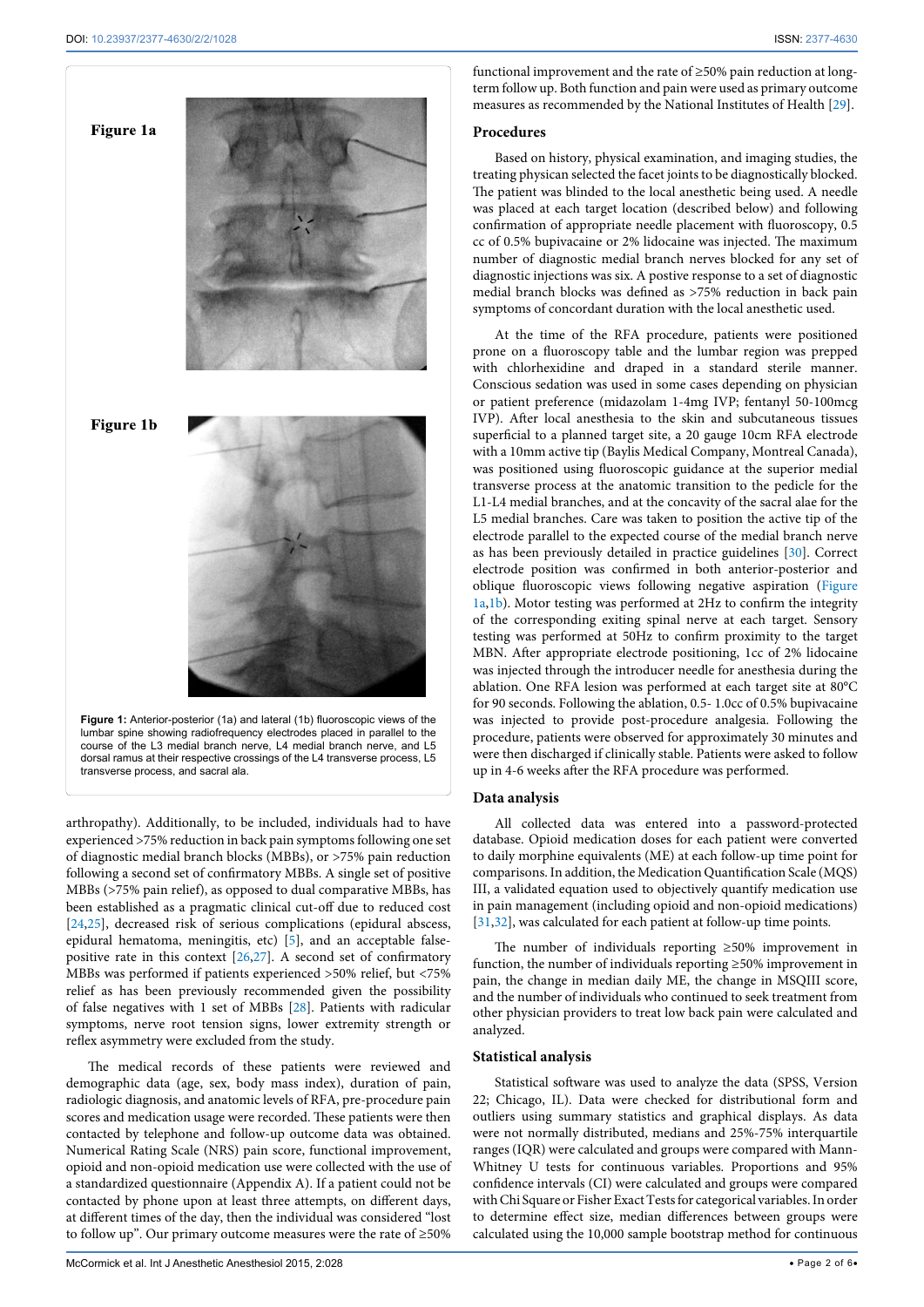Figure 1a

Figure 1b

**Figure 1:** Anterior-posterior (1a) and lateral (1b) fluoroscopic views of the lumbar spine showing radiofrequency electrodes placed in parallel to the course of the L3 medial branch nerve, L4 medial branch nerve, and L5 dorsal ramus at their respective crossings of the L4 transverse process, L5 transverse process, and sacral ala.

arthropathy). Additionally, to be included, individuals had to have experienced >75% reduction in back pain symptoms following one set of diagnostic medial branch blocks (MBBs), or >75% pain reduction following a second set of confirmatory MBBs. A single set of positive MBBs (>75% pain relief), as opposed to dual comparative MBBs, has been established as a pragmatic clinical cut-off due to reduced cost [24,25], decreased risk of serious complications (epidural abscess, epidural hematoma, meningitis, etc) [5], and an acceptable false-positive rate in this context [26,27]. A second set of confirmatory MBBs was performed if patients experienced >50% relief, but <75% relief as has been previously recommended given the possibility of false negatives with 1 set of MBBs [28]. Patients with radicular symptoms, nerve root tension signs, lower extremity strength or reflex asymmetry were excluded from the study.

The medical records of these patients were reviewed and demographic data (age, sex, body mass index), duration of pain, radiologic diagnosis, and anatomic levels of RFA, pre-procedure pain scores and medication usage were recorded. These patients were then contacted by telephone and follow-up outcome data was obtained. Numerical Rating Scale (NRS) pain score, functional improvement, opioid and non-opioid medication use were collected with the use of a standardized questionnaire (Appendix A). If a patient could not be contacted by phone upon at least three attempts, on different days, at different times of the day, then the individual was considered "lost to follow up". Our primary outcome measures were the rate of ≥50% functional improvement and the rate of ≥50% pain reduction at long-term follow up. Both function and pain were used as primary outcome measures as recommended by the National Institutes of Health [29].

## Procedures

Based on history, physical examination, and imaging studies, the treating physican selected the facet joints to be diagnostically blocked. The patient was blinded to the local anesthetic being used. A needle was placed at each target location (described below) and following confirmation of appropriate needle placement with fluoroscopy, 0.5 cc of 0.5% bupivacaine or 2% lidocaine was injected. The maximum number of diagnostic medial branch nerves blocked for any set of diagnostic injections was six. A postive response to a set of diagnostic medial branch blocks was defined as >75% reduction in back pain symptoms of concordant duration with the local anesthetic used.

At the time of the RFA procedure, patients were positioned prone on a fluoroscopy table and the lumbar region was prepped with chlorhexidine and draped in a standard sterile manner. Conscious sedation was used in some cases depending on physician or patient preference (midazolam 1-4mg IVP; fentanyl 50-100mcg IVP). After local anesthesia to the skin and subcutaneous tissues superficial to a planned target site, a 20 gauge 10cm RFA electrode with a 10mm active tip (Baylis Medical Company, Montreal Canada), was positioned using fluoroscopic guidance at the superior medial transverse process at the anatomic transition to the pedicle for the L1-L4 medial branches, and at the concavity of the sacral alae for the L5 medial branches. Care was taken to position the active tip of the electrode parallel to the expected course of the medial branch nerve as has been previously detailed in practice guidelines [30]. Correct electrode position was confirmed in both anterior-posterior and oblique fluoroscopic views following negative aspiration (Figure 1a,1b). Motor testing was performed at 2Hz to confirm the integrity of the corresponding exiting spinal nerve at each target. Sensory testing was performed at 50Hz to confirm proximity to the target MBN. After appropriate electrode positioning, 1cc of 2% lidocaine was injected through the introducer needle for anesthesia during the ablation. One RFA lesion was performed at each target site at 80°C for 90 seconds. Following the ablation, 0.5- 1.0cc of 0.5% bupivacaine was injected to provide post-procedure analgesia. Following the procedure, patients were observed for approximately 30 minutes and were then discharged if clinically stable. Patients were asked to follow up in 4-6 weeks after the RFA procedure was performed.

## Data analysis

All collected data was entered into a password-protected database. Opioid medication doses for each patient were converted to daily morphine equivalents (ME) at each follow-up time point for comparisons. In addition, the Medication Quantification Scale (MQS) III, a validated equation used to objectively quantify medication use in pain management (including opioid and non-opioid medications) [31,32], was calculated for each patient at follow-up time points.

The number of individuals reporting ≥50% improvement in function, the number of individuals reporting ≥50% improvement in pain, the change in median daily ME, the change in MSQIII score, and the number of individuals who continued to seek treatment from other physician providers to treat low back pain were calculated and analyzed.

## Statistical analysis

Statistical software was used to analyze the data (SPSS, Version 22; Chicago, IL). Data were checked for distributional form and outliers using summary statistics and graphical displays. As data were not normally distributed, medians and 25%-75% interquartile ranges (IQR) were calculated and groups were compared with Mann-Whitney U tests for continuous variables. Proportions and 95% confidence intervals (CI) were calculated and groups were compared with Chi Square or Fisher Exact Tests for categorical variables. In order to determine effect size, median differences between groups were calculated using the 10,000 sample bootstrap method for continuous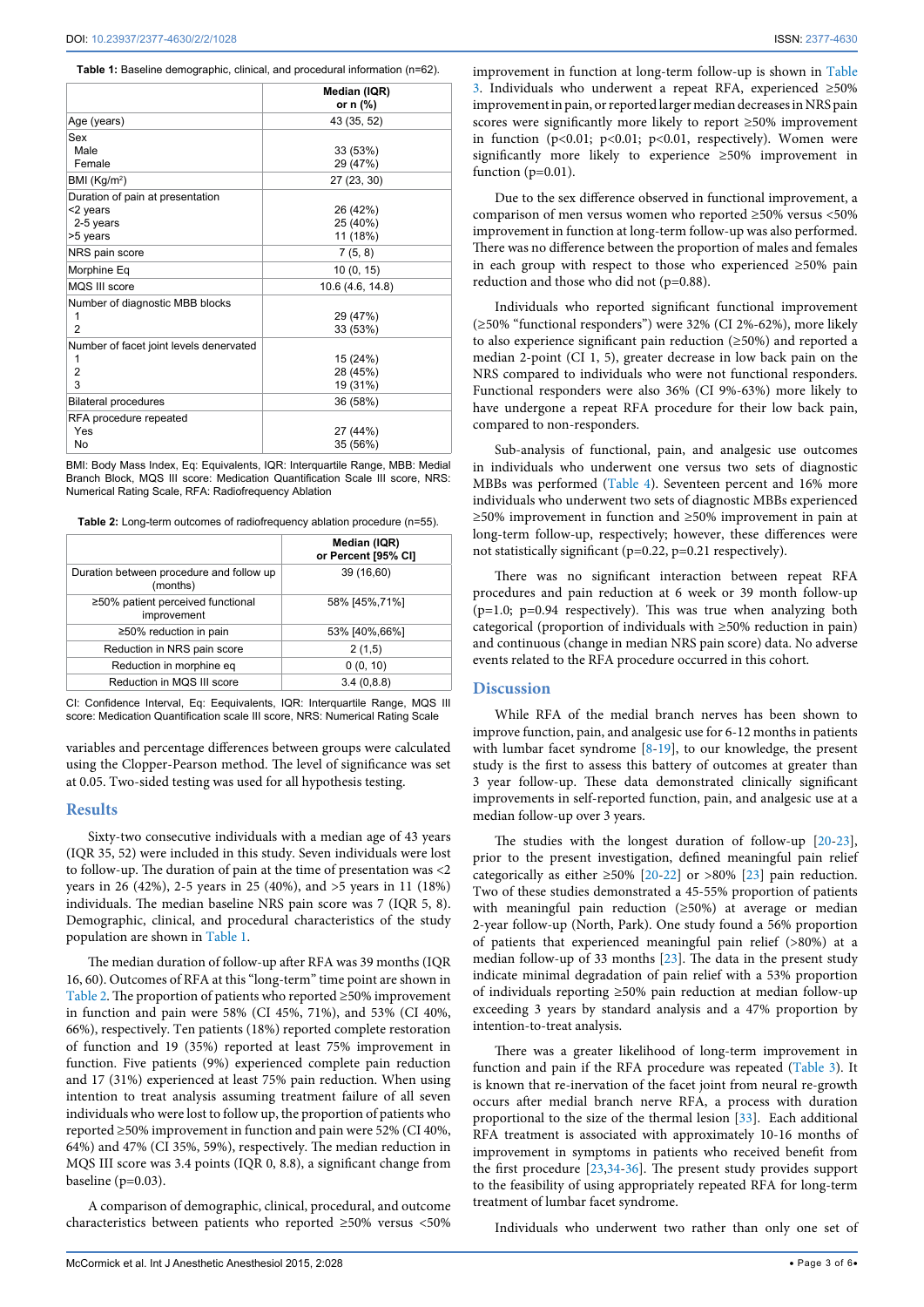**Table 1:** Baseline demographic, clinical, and procedural information (n=62).

| | Median (IQR) or n (%) |
|---|---|
| Age (years) | 43 (35, 52) |
| Sex | |
| Male | 33 (53%) |
| Female | 29 (47%) |
| BMI (Kg/m$^2$) | 27 (23, 30) |
| Duration of pain at presentation | |
| <2 years | 26 (42%) |
| 2-5 years | 25 (40%) |
| >5 years | 11 (18%) |
| NRS pain score | 7 (5, 8) |
| Morphine Eq | 10 (0, 15) |
| MQS III score | 10.6 (4.6, 14.8) |
| Number of diagnostic MBB blocks | |
| 1 | 29 (47%) |
| 2 | 33 (53%) |
| Number of facet joint levels denervated | |
| 1 | 15 (24%) |
| 2 | 28 (45%) |
| 3 | 19 (31%) |
| Bilateral procedures | 36 (58%) |
| RFA procedure repeated | |
| Yes | 27 (44%) |
| No | 35 (56%) |

BMI: Body Mass Index, Eq: Equivalents, IQR: Interquartile Range, MBB: Medial Branch Block, MQS III score: Medication Quantification Scale III score, NRS: Numerical Rating Scale, RFA: Radiofrequency Ablation

**Table 2:** Long-term outcomes of radiofrequency ablation procedure (n=55).

| | Median (IQR) or Percent [95% CI] |
|---|---|
| Duration between procedure and follow up (months) | 39 (16,60) |
| ≥50% patient perceived functional improvement | 58% [45%,71%] |
| ≥50% reduction in pain | 53% [40%,66%] |
| Reduction in NRS pain score | 2 (1,5) |
| Reduction in morphine eq | 0 (0, 10) |
| Reduction in MQS III score | 3.4 (0,8.8) |

CI: Confidence Interval, Eq: Eequivalents, IQR: Interquartile Range, MQS III score: Medication Quantification scale III score, NRS: Numerical Rating Scale

variables and percentage differences between groups were calculated using the Clopper-Pearson method. The level of significance was set at 0.05. Two-sided testing was used for all hypothesis testing.

## Results

Sixty-two consecutive individuals with a median age of 43 years (IQR 35, 52) were included in this study. Seven individuals were lost to follow-up. The duration of pain at the time of presentation was <2 years in 26 (42%), 2-5 years in 25 (40%), and >5 years in 11 (18%) individuals. The median baseline NRS pain score was 7 (IQR 5, 8). Demographic, clinical, and procedural characteristics of the study population are shown in Table 1.

The median duration of follow-up after RFA was 39 months (IQR 16, 60). Outcomes of RFA at this "long-term" time point are shown in Table 2. The proportion of patients who reported ≥50% improvement in function and pain were 58% (CI 45%, 71%), and 53% (CI 40%, 66%), respectively. Ten patients (18%) reported complete restoration of function and 19 (35%) reported at least 75% improvement in function. Five patients (9%) experienced complete pain reduction and 17 (31%) experienced at least 75% pain reduction. When using intention to treat analysis assuming treatment failure of all seven individuals who were lost to follow up, the proportion of patients who reported ≥50% improvement in function and pain were 52% (CI 40%, 64%) and 47% (CI 35%, 59%), respectively. The median reduction in MQS III score was 3.4 points (IQR 0, 8.8), a significant change from baseline (p=0.03).

A comparison of demographic, clinical, procedural, and outcome characteristics between patients who reported ≥50% versus <50% improvement in function at long-term follow-up is shown in Table 3. Individuals who underwent a repeat RFA, experienced ≥50% improvement in pain, or reported larger median decreases in NRS pain scores were significantly more likely to report ≥50% improvement in function (p<0.01; p<0.01; p<0.01, respectively). Women were significantly more likely to experience ≥50% improvement in function (p=0.01).

Due to the sex difference observed in functional improvement, a comparison of men versus women who reported ≥50% versus <50% improvement in function at long-term follow-up was also performed. There was no difference between the proportion of males and females in each group with respect to those who experienced ≥50% pain reduction and those who did not (p=0.88).

Individuals who reported significant functional improvement (≥50% "functional responders") were 32% (CI 2%-62%), more likely to also experience significant pain reduction (≥50%) and reported a median 2-point (CI 1, 5), greater decrease in low back pain on the NRS compared to individuals who were not functional responders. Functional responders were also 36% (CI 9%-63%) more likely to have undergone a repeat RFA procedure for their low back pain, compared to non-responders.

Sub-analysis of functional, pain, and analgesic use outcomes in individuals who underwent one versus two sets of diagnostic MBBs was performed (Table 4). Seventeen percent and 16% more individuals who underwent two sets of diagnostic MBBs experienced ≥50% improvement in function and ≥50% improvement in pain at long-term follow-up, respectively; however, these differences were not statistically significant (p=0.22, p=0.21 respectively).

There was no significant interaction between repeat RFA procedures and pain reduction at 6 week or 39 month follow-up (p=1.0; p=0.94 respectively). This was true when analyzing both categorical (proportion of individuals with ≥50% reduction in pain) and continuous (change in median NRS pain score) data. No adverse events related to the RFA procedure occurred in this cohort.

## Discussion

While RFA of the medial branch nerves has been shown to improve function, pain, and analgesic use for 6-12 months in patients with lumbar facet syndrome [8-19], to our knowledge, the present study is the first to assess this battery of outcomes at greater than 3 year follow-up. These data demonstrated clinically significant improvements in self-reported function, pain, and analgesic use at a median follow-up over 3 years.

The studies with the longest duration of follow-up [20-23], prior to the present investigation, defined meaningful pain relief categorically as either ≥50% [20-22] or >80% [23] pain reduction. Two of these studies demonstrated a 45-55% proportion of patients with meaningful pain reduction (≥50%) at average or median 2-year follow-up (North, Park). One study found a 56% proportion of patients that experienced meaningful pain relief (>80%) at a median follow-up of 33 months [23]. The data in the present study indicate minimal degradation of pain relief with a 53% proportion of individuals reporting ≥50% pain reduction at median follow-up exceeding 3 years by standard analysis and a 47% proportion by intention-to-treat analysis.

There was a greater likelihood of long-term improvement in function and pain if the RFA procedure was repeated (Table 3). It is known that re-inervation of the facet joint from neural re-growth occurs after medial branch nerve RFA, a process with duration proportional to the size of the thermal lesion [33]. Each additional RFA treatment is associated with approximately 10-16 months of improvement in symptoms in patients who received benefit from the first procedure [23,34-36]. The present study provides support to the feasibility of using appropriately repeated RFA for long-term treatment of lumbar facet syndrome.

Individuals who underwent two rather than only one set of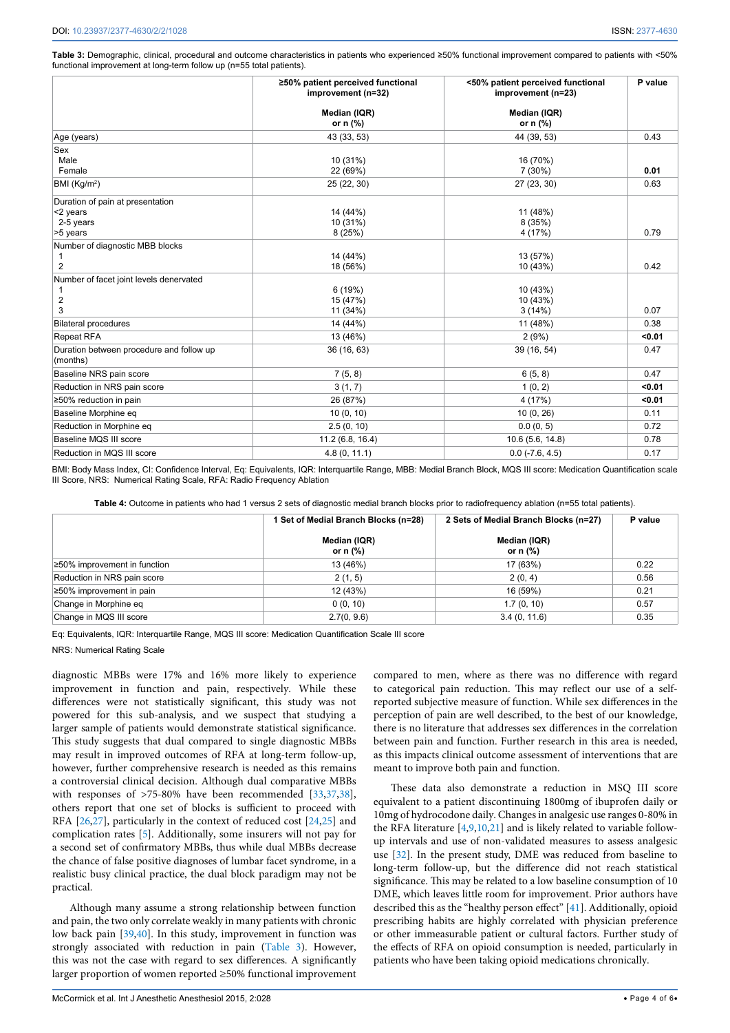**Table 3:** Demographic, clinical, procedural and outcome characteristics in patients who experienced ≥50% functional improvement compared to patients with <50% functional improvement at long-term follow up (n=55 total patients).

| | ≥50% patient perceived functional improvement (n=32) | <50% patient perceived functional improvement (n=23) | P value |
|---|---|---|---|
| | Median (IQR) or n (%) | Median (IQR) or n (%) | |
| Age (years) | 43 (33, 53) | 44 (39, 53) | 0.43 |
| Sex | | | |
| Male | 10 (31%) | 16 (70%) | |
| Female | 22 (69%) | 7 (30%) | **0.01** |
| BMI (Kg/m²) | 25 (22, 30) | 27 (23, 30) | 0.63 |
| Duration of pain at presentation | | | |
| <2 years | 14 (44%) | 11 (48%) | |
| 2-5 years | 10 (31%) | 8 (35%) | |
| >5 years | 8 (25%) | 4 (17%) | 0.79 |
| Number of diagnostic MBB blocks | | | |
| 1 | 14 (44%) | 13 (57%) | |
| 2 | 18 (56%) | 10 (43%) | 0.42 |
| Number of facet joint levels denervated | | | |
| 1 | 6 (19%) | 10 (43%) | |
| 2 | 15 (47%) | 10 (43%) | |
| 3 | 11 (34%) | 3 (14%) | 0.07 |
| Bilateral procedures | 14 (44%) | 11 (48%) | 0.38 |
| Repeat RFA | 13 (46%) | 2 (9%) | **<0.01** |
| Duration between procedure and follow up (months) | 36 (16, 63) | 39 (16, 54) | 0.47 |
| Baseline NRS pain score | 7 (5, 8) | 6 (5, 8) | 0.47 |
| Reduction in NRS pain score | 3 (1, 7) | 1 (0, 2) | **<0.01** |
| ≥50% reduction in pain | 26 (87%) | 4 (17%) | **<0.01** |
| Baseline Morphine eq | 10 (0, 10) | 10 (0, 26) | 0.11 |
| Reduction in Morphine eq | 2.5 (0, 10) | 0.0 (0, 5) | 0.72 |
| Baseline MQS III score | 11.2 (6.8, 16.4) | 10.6 (5.6, 14.8) | 0.78 |
| Reduction in MQS III score | 4.8 (0, 11.1) | 0.0 (-7.6, 4.5) | 0.17 |

BMI: Body Mass Index, CI: Confidence Interval, Eq: Equivalents, IQR: Interquartile Range, MBB: Medial Branch Block, MQS III score: Medication Quantification scale III Score, NRS: Numerical Rating Scale, RFA: Radio Frequency Ablation

**Table 4:** Outcome in patients who had 1 versus 2 sets of diagnostic medial branch blocks prior to radiofrequency ablation (n=55 total patients).

| | 1 Set of Medial Branch Blocks (n=28) | 2 Sets of Medial Branch Blocks (n=27) | P value |
|---|---|---|---|
| | Median (IQR) or n (%) | Median (IQR) or n (%) | |
| ≥50% improvement in function | 13 (46%) | 17 (63%) | 0.22 |
| Reduction in NRS pain score | 2 (1, 5) | 2 (0, 4) | 0.56 |
| ≥50% improvement in pain | 12 (43%) | 16 (59%) | 0.21 |
| Change in Morphine eq | 0 (0, 10) | 1.7 (0, 10) | 0.57 |
| Change in MQS III score | 2.7(0, 9.6) | 3.4 (0, 11.6) | 0.35 |

Eq: Equivalents, IQR: Interquartile Range, MQS III score: Medication Quantification Scale III score

NRS: Numerical Rating Scale

diagnostic MBBs were 17% and 16% more likely to experience improvement in function and pain, respectively. While these differences were not statistically significant, this study was not powered for this sub-analysis, and we suspect that studying a larger sample of patients would demonstrate statistical significance. This study suggests that dual compared to single diagnostic MBBs may result in improved outcomes of RFA at long-term follow-up, however, further comprehensive research is needed as this remains a controversial clinical decision. Although dual comparative MBBs with responses of >75-80% have been recommended [33,37,38], others report that one set of blocks is sufficient to proceed with RFA [26,27], particularly in the context of reduced cost [24,25] and complication rates [5]. Additionally, some insurers will not pay for a second set of confirmatory MBBs, thus while dual MBBs decrease the chance of false positive diagnoses of lumbar facet syndrome, in a realistic busy clinical practice, the dual block paradigm may not be practical.

Although many assume a strong relationship between function and pain, the two only correlate weakly in many patients with chronic low back pain [39,40]. In this study, improvement in function was strongly associated with reduction in pain (Table 3). However, this was not the case with regard to sex differences. A significantly larger proportion of women reported ≥50% functional improvement compared to men, where as there was no difference with regard to categorical pain reduction. This may reflect our use of a self-reported subjective measure of function. While sex differences in the perception of pain are well described, to the best of our knowledge, there is no literature that addresses sex differences in the correlation between pain and function. Further research in this area is needed, as this impacts clinical outcome assessment of interventions that are meant to improve both pain and function.

These data also demonstrate a reduction in MSQ III score equivalent to a patient discontinuing 1800mg of ibuprofen daily or 10mg of hydrocodone daily. Changes in analgesic use ranges 0-80% in the RFA literature [4,9,10,21] and is likely related to variable follow-up intervals and use of non-validated measures to assess analgesic use [32]. In the present study, DME was reduced from baseline to long-term follow-up, but the difference did not reach statistical significance. This may be related to a low baseline consumption of 10 DME, which leaves little room for improvement. Prior authors have described this as the "healthy person effect" [41]. Additionally, opioid prescribing habits are highly correlated with physician preference or other immeasurable patient or cultural factors. Further study of the effects of RFA on opioid consumption is needed, particularly in patients who have been taking opioid medications chronically.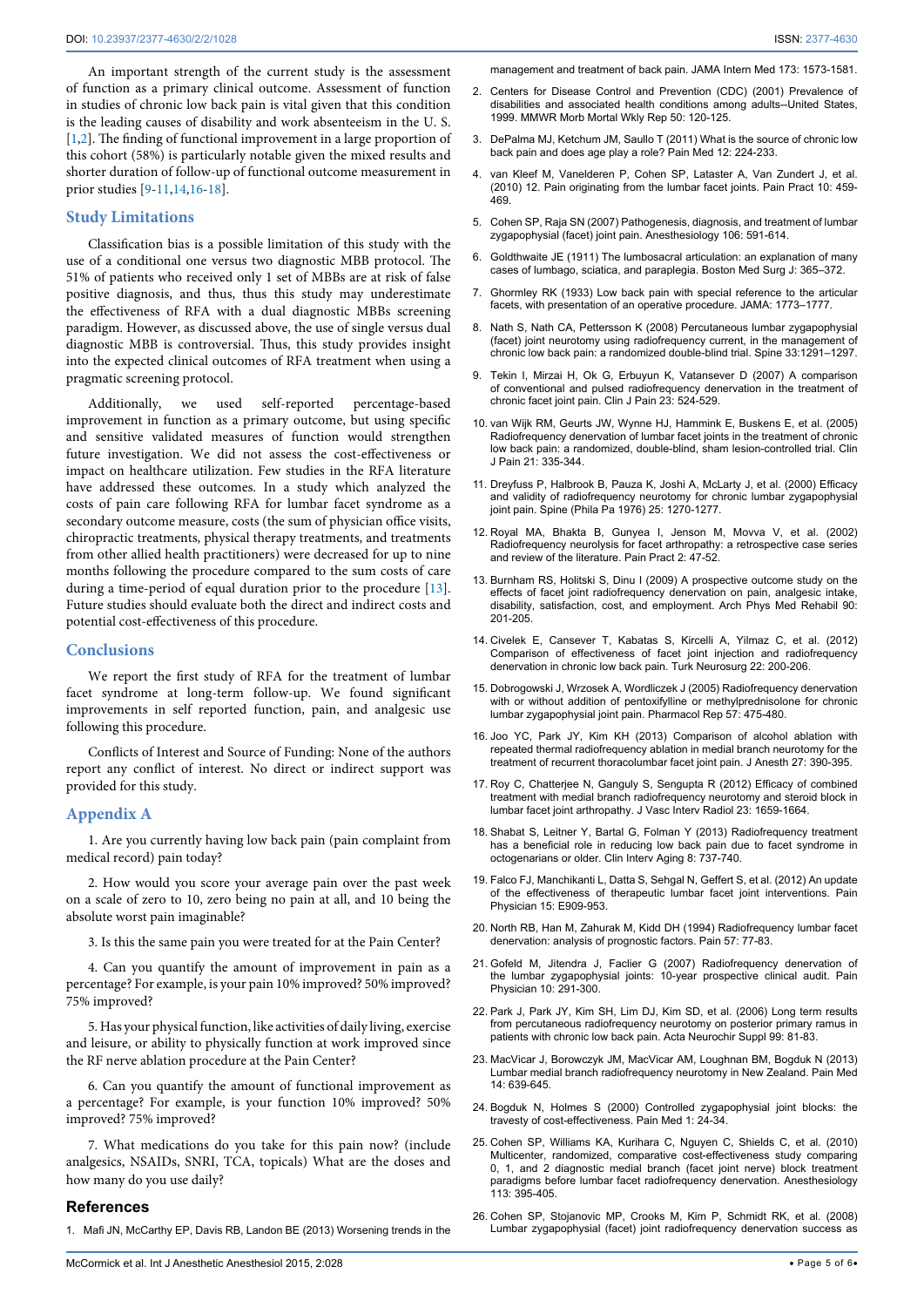An important strength of the current study is the assessment of function as a primary clinical outcome. Assessment of function in studies of chronic low back pain is vital given that this condition is the leading causes of disability and work absenteeism in the U. S. [1,2]. The finding of functional improvement in a large proportion of this cohort (58%) is particularly notable given the mixed results and shorter duration of follow-up of functional outcome measurement in prior studies [9-11,14,16-18].

## Study Limitations

Classification bias is a possible limitation of this study with the use of a conditional one versus two diagnostic MBB protocol. The 51% of patients who received only 1 set of MBBs are at risk of false positive diagnosis, and thus, thus this study may underestimate the effectiveness of RFA with a dual diagnostic MBBs screening paradigm. However, as discussed above, the use of single versus dual diagnostic MBB is controversial. Thus, this study provides insight into the expected clinical outcomes of RFA treatment when using a pragmatic screening protocol.

Additionally, we used self-reported percentage-based improvement in function as a primary outcome, but using specific and sensitive validated measures of function would strengthen future investigation. We did not assess the cost-effectiveness or impact on healthcare utilization. Few studies in the RFA literature have addressed these outcomes. In a study which analyzed the costs of pain care following RFA for lumbar facet syndrome as a secondary outcome measure, costs (the sum of physician office visits, chiropractic treatments, physical therapy treatments, and treatments from other allied health practitioners) were decreased for up to nine months following the procedure compared to the sum costs of care during a time-period of equal duration prior to the procedure [13]. Future studies should evaluate both the direct and indirect costs and potential cost-effectiveness of this procedure.

## Conclusions

We report the first study of RFA for the treatment of lumbar facet syndrome at long-term follow-up. We found significant improvements in self reported function, pain, and analgesic use following this procedure.

Conflicts of Interest and Source of Funding: None of the authors report any conflict of interest. No direct or indirect support was provided for this study.

## Appendix A

1. Are you currently having low back pain (pain complaint from medical record) pain today?

2. How would you score your average pain over the past week on a scale of zero to 10, zero being no pain at all, and 10 being the absolute worst pain imaginable?

3. Is this the same pain you were treated for at the Pain Center?

4. Can you quantify the amount of improvement in pain as a percentage? For example, is your pain 10% improved? 50% improved? 75% improved?

5. Has your physical function, like activities of daily living, exercise and leisure, or ability to physically function at work improved since the RF nerve ablation procedure at the Pain Center?

6. Can you quantify the amount of functional improvement as a percentage? For example, is your function 10% improved? 50% improved? 75% improved?

7. What medications do you take for this pain now? (include analgesics, NSAIDs, SNRI, TCA, topicals) What are the doses and how many do you use daily?

## References

1. Mafi JN, McCarthy EP, Davis RB, Landon BE (2013) Worsening trends in the management and treatment of back pain. JAMA Intern Med 173: 1573-1581.
2. Centers for Disease Control and Prevention (CDC) (2001) Prevalence of disabilities and associated health conditions among adults--United States, 1999. MMWR Morb Mortal Wkly Rep 50: 120-125.
3. DePalma MJ, Ketchum JM, Saullo T (2011) What is the source of chronic low back pain and does age play a role? Pain Med 12: 224-233.
4. van Kleef M, Vanelderen P, Cohen SP, Lataster A, Van Zundert J, et al. (2010) 12. Pain originating from the lumbar facet joints. Pain Pract 10: 459-469.
5. Cohen SP, Raja SN (2007) Pathogenesis, diagnosis, and treatment of lumbar zygapophysial (facet) joint pain. Anesthesiology 106: 591-614.
6. Goldthwaite JE (1911) The lumbosacral articulation: an explanation of many cases of lumbago, sciatica, and paraplegia. Boston Med Surg J: 365–372.
7. Ghormley RK (1933) Low back pain with special reference to the articular facets, with presentation of an operative procedure. JAMA: 1773–1777.
8. Nath S, Nath CA, Pettersson K (2008) Percutaneous lumbar zygapophysial (facet) joint neurotomy using radiofrequency current, in the management of chronic low back pain: a randomized double-blind trial. Spine 33:1291–1297.
9. Tekin I, Mirzai H, Ok G, Erbuyun K, Vatansever D (2007) A comparison of conventional and pulsed radiofrequency denervation in the treatment of chronic facet joint pain. Clin J Pain 23: 524-529.
10. van Wijk RM, Geurts JW, Wynne HJ, Hammink E, Buskens E, et al. (2005) Radiofrequency denervation of lumbar facet joints in the treatment of chronic low back pain: a randomized, double-blind, sham lesion-controlled trial. Clin J Pain 21: 335-344.
11. Dreyfuss P, Halbrook B, Pauza K, Joshi A, McLarty J, et al. (2000) Efficacy and validity of radiofrequency neurotomy for chronic lumbar zygapophysial joint pain. Spine (Phila Pa 1976) 25: 1270-1277.
12. Royal MA, Bhakta B, Gunyea I, Jenson M, Movva V, et al. (2002) Radiofrequency neurolysis for facet arthropathy: a retrospective case series and review of the literature. Pain Pract 2: 47-52.
13. Burnham RS, Holitski S, Dinu I (2009) A prospective outcome study on the effects of facet joint radiofrequency denervation on pain, analgesic intake, disability, satisfaction, cost, and employment. Arch Phys Med Rehabil 90: 201-205.
14. Civelek E, Cansever T, Kabatas S, Kircelli A, Yilmaz C, et al. (2012) Comparison of effectiveness of facet joint injection and radiofrequency denervation in chronic low back pain. Turk Neurosurg 22: 200-206.
15. Dobrogowski J, Wrzosek A, Wordliczek J (2005) Radiofrequency denervation with or without addition of pentoxifylline or methylprednisolone for chronic lumbar zygapophysial joint pain. Pharmacol Rep 57: 475-480.
16. Joo YC, Park JY, Kim KH (2013) Comparison of alcohol ablation with repeated thermal radiofrequency ablation in medial branch neurotomy for the treatment of recurrent thoracolumbar facet joint pain. J Anesth 27: 390-395.
17. Roy C, Chatterjee N, Ganguly S, Sengupta R (2012) Efficacy of combined treatment with medial branch radiofrequency neurotomy and steroid block in lumbar facet joint arthropathy. J Vasc Interv Radiol 23: 1659-1664.
18. Shabat S, Leitner Y, Bartal G, Folman Y (2013) Radiofrequency treatment has a beneficial role in reducing low back pain due to facet syndrome in octogenarians or older. Clin Interv Aging 8: 737-740.
19. Falco FJ, Manchikanti L, Datta S, Sehgal N, Geffert S, et al. (2012) An update of the effectiveness of therapeutic lumbar facet joint interventions. Pain Physician 15: E909-953.
20. North RB, Han M, Zahurak M, Kidd DH (1994) Radiofrequency lumbar facet denervation: analysis of prognostic factors. Pain 57: 77-83.
21. Gofeld M, Jitendra J, Faclier G (2007) Radiofrequency denervation of the lumbar zygapophysial joints: 10-year prospective clinical audit. Pain Physician 10: 291-300.
22. Park J, Park JY, Kim SH, Lim DJ, Kim SD, et al. (2006) Long term results from percutaneous radiofrequency neurotomy on posterior primary ramus in patients with chronic low back pain. Acta Neurochir Suppl 99: 81-83.
23. MacVicar J, Borowczyk JM, MacVicar AM, Loughnan BM, Bogduk N (2013) Lumbar medial branch radiofrequency neurotomy in New Zealand. Pain Med 14: 639-645.
24. Bogduk N, Holmes S (2000) Controlled zygapophysial joint blocks: the travesty of cost-effectiveness. Pain Med 1: 24-34.
25. Cohen SP, Williams KA, Kurihara C, Nguyen C, Shields C, et al. (2010) Multicenter, randomized, comparative cost-effectiveness study comparing 0, 1, and 2 diagnostic medial branch (facet joint nerve) block treatment paradigms before lumbar facet radiofrequency denervation. Anesthesiology 113: 395-405.
26. Cohen SP, Stojanovic MP, Crooks M, Kim P, Schmidt RK, et al. (2008) Lumbar zygapophysial (facet) joint radiofrequency denervation success as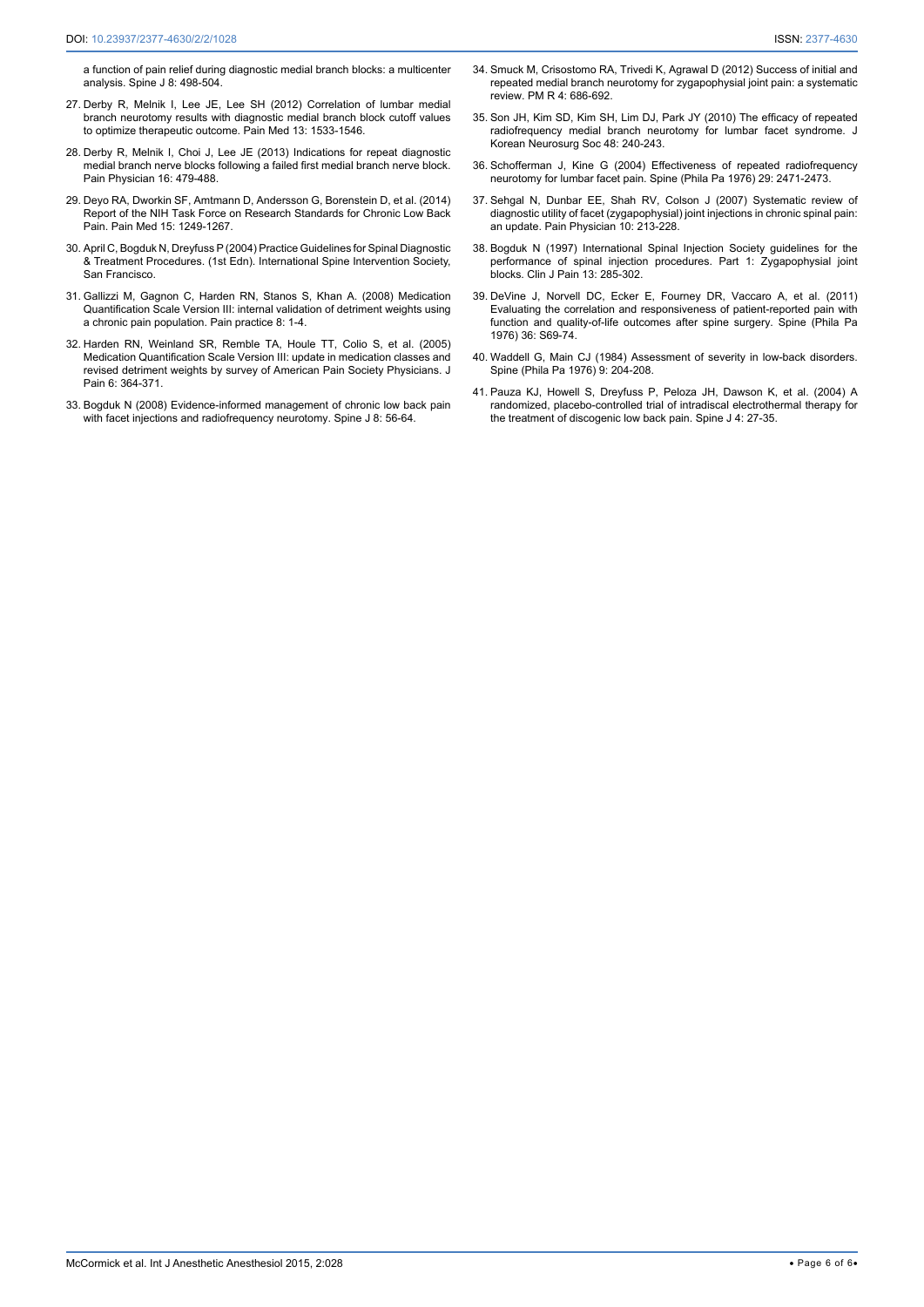a function of pain relief during diagnostic medial branch blocks: a multicenter analysis. Spine J 8: 498-504.

27. Derby R, Melnik I, Lee JE, Lee SH (2012) Correlation of lumbar medial branch neurotomy results with diagnostic medial branch block cutoff values to optimize therapeutic outcome. Pain Med 13: 1533-1546.

28. Derby R, Melnik I, Choi J, Lee JE (2013) Indications for repeat diagnostic medial branch nerve blocks following a failed first medial branch nerve block. Pain Physician 16: 479-488.

29. Deyo RA, Dworkin SF, Amtmann D, Andersson G, Borenstein D, et al. (2014) Report of the NIH Task Force on Research Standards for Chronic Low Back Pain. Pain Med 15: 1249-1267.

30. April C, Bogduk N, Dreyfuss P (2004) Practice Guidelines for Spinal Diagnostic & Treatment Procedures. (1st Edn). International Spine Intervention Society, San Francisco.

31. Gallizzi M, Gagnon C, Harden RN, Stanos S, Khan A. (2008) Medication Quantification Scale Version III: internal validation of detriment weights using a chronic pain population. Pain practice 8: 1-4.

32. Harden RN, Weinland SR, Remble TA, Houle TT, Colio S, et al. (2005) Medication Quantification Scale Version III: update in medication classes and revised detriment weights by survey of American Pain Society Physicians. J Pain 6: 364-371.

33. Bogduk N (2008) Evidence-informed management of chronic low back pain with facet injections and radiofrequency neurotomy. Spine J 8: 56-64.

34. Smuck M, Crisostomo RA, Trivedi K, Agrawal D (2012) Success of initial and repeated medial branch neurotomy for zygapophysial joint pain: a systematic review. PM R 4: 686-692.

35. Son JH, Kim SD, Kim SH, Lim DJ, Park JY (2010) The efficacy of repeated radiofrequency medial branch neurotomy for lumbar facet syndrome. J Korean Neurosurg Soc 48: 240-243.

36. Schofferman J, Kine G (2004) Effectiveness of repeated radiofrequency neurotomy for lumbar facet pain. Spine (Phila Pa 1976) 29: 2471-2473.

37. Sehgal N, Dunbar EE, Shah RV, Colson J (2007) Systematic review of diagnostic utility of facet (zygapophysial) joint injections in chronic spinal pain: an update. Pain Physician 10: 213-228.

38. Bogduk N (1997) International Spinal Injection Society guidelines for the performance of spinal injection procedures. Part 1: Zygapophysial joint blocks. Clin J Pain 13: 285-302.

39. DeVine J, Norvell DC, Ecker E, Fourney DR, Vaccaro A, et al. (2011) Evaluating the correlation and responsiveness of patient-reported pain with function and quality-of-life outcomes after spine surgery. Spine (Phila Pa 1976) 36: S69-74.

40. Waddell G, Main CJ (1984) Assessment of severity in low-back disorders. Spine (Phila Pa 1976) 9: 204-208.

41. Pauza KJ, Howell S, Dreyfuss P, Peloza JH, Dawson K, et al. (2004) A randomized, placebo-controlled trial of intradiscal electrothermal therapy for the treatment of discogenic low back pain. Spine J 4: 27-35.